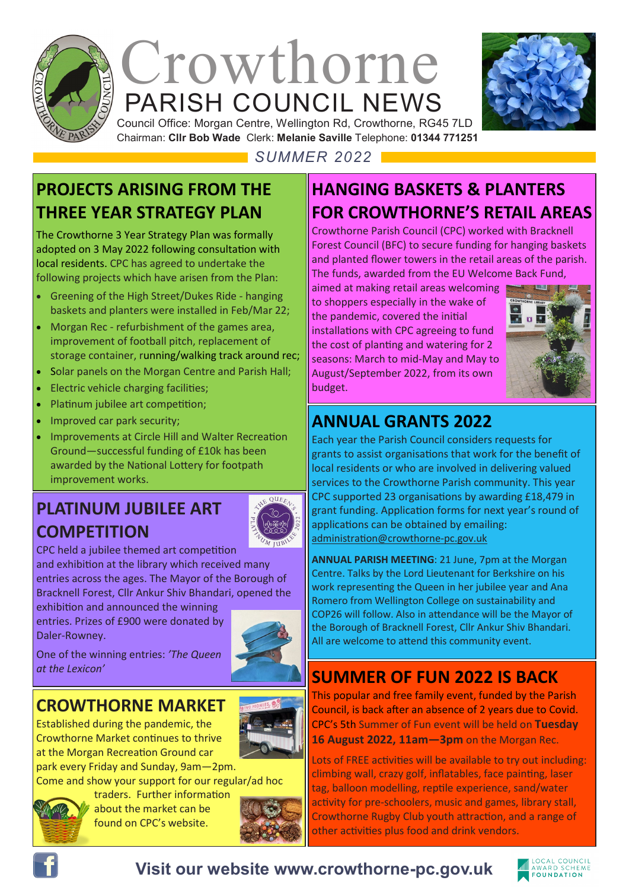# Crowthorne PARISH COUNCIL NEWS

Council Office: Morgan Centre, Wellington Rd, Crowthorne, RG45 7LD
Chairman: **Cllr Bob Wade** Clerk: **Melanie Saville** Telephone: **01344 771251**

*SUMMER 2022*

## PROJECTS ARISING FROM THE THREE YEAR STRATEGY PLAN

The Crowthorne 3 Year Strategy Plan was formally adopted on 3 May 2022 following consultation with local residents. CPC has agreed to undertake the following projects which have arisen from the Plan:

- Greening of the High Street/Dukes Ride - hanging baskets and planters were installed in Feb/Mar 22;
- Morgan Rec - refurbishment of the games area, improvement of football pitch, replacement of storage container, running/walking track around rec;
- Solar panels on the Morgan Centre and Parish Hall;
- Electric vehicle charging facilities;
- Platinum jubilee art competition;
- Improved car park security;
- Improvements at Circle Hill and Walter Recreation Ground—successful funding of £10k has been awarded by the National Lottery for footpath improvement works.

## PLATINUM JUBILEE ART COMPETITION

CPC held a jubilee themed art competition and exhibition at the library which received many entries across the ages. The Mayor of the Borough of Bracknell Forest, Cllr Ankur Shiv Bhandari, opened the exhibition and announced the winning entries. Prizes of £900 were donated by Daler-Rowney.

One of the winning entries: *'The Queen at the Lexicon'*

## CROWTHORNE MARKET

Established during the pandemic, the Crowthorne Market continues to thrive at the Morgan Recreation Ground car park every Friday and Sunday, 9am—2pm. Come and show your support for our regular/ad hoc traders. Further information about the market can be found on CPC's website.

## HANGING BASKETS & PLANTERS FOR CROWTHORNE'S RETAIL AREAS

Crowthorne Parish Council (CPC) worked with Bracknell Forest Council (BFC) to secure funding for hanging baskets and planted flower towers in the retail areas of the parish. The funds, awarded from the EU Welcome Back Fund, aimed at making retail areas welcoming to shoppers especially in the wake of the pandemic, covered the initial installations with CPC agreeing to fund the cost of planting and watering for 2 seasons: March to mid-May and May to August/September 2022, from its own budget.

## ANNUAL GRANTS 2022

Each year the Parish Council considers requests for grants to assist organisations that work for the benefit of local residents or who are involved in delivering valued services to the Crowthorne Parish community. This year CPC supported 23 organisations by awarding £18,479 in grant funding. Application forms for next year's round of applications can be obtained by emailing: administration@crowthorne-pc.gov.uk

**ANNUAL PARISH MEETING**: 21 June, 7pm at the Morgan Centre. Talks by the Lord Lieutenant for Berkshire on his work representing the Queen in her jubilee year and Ana Romero from Wellington College on sustainability and COP26 will follow. Also in attendance will be the Mayor of the Borough of Bracknell Forest, Cllr Ankur Shiv Bhandari. All are welcome to attend this community event.

## SUMMER OF FUN 2022 IS BACK

This popular and free family event, funded by the Parish Council, is back after an absence of 2 years due to Covid. CPC's 5th Summer of Fun event will be held on **Tuesday 16 August 2022, 11am—3pm** on the Morgan Rec.

Lots of FREE activities will be available to try out including: climbing wall, crazy golf, inflatables, face painting, laser tag, balloon modelling, reptile experience, sand/water activity for pre-schoolers, music and games, library stall, Crowthorne Rugby Club youth attraction, and a range of other activities plus food and drink vendors.

**Visit our website www.crowthorne-pc.gov.uk**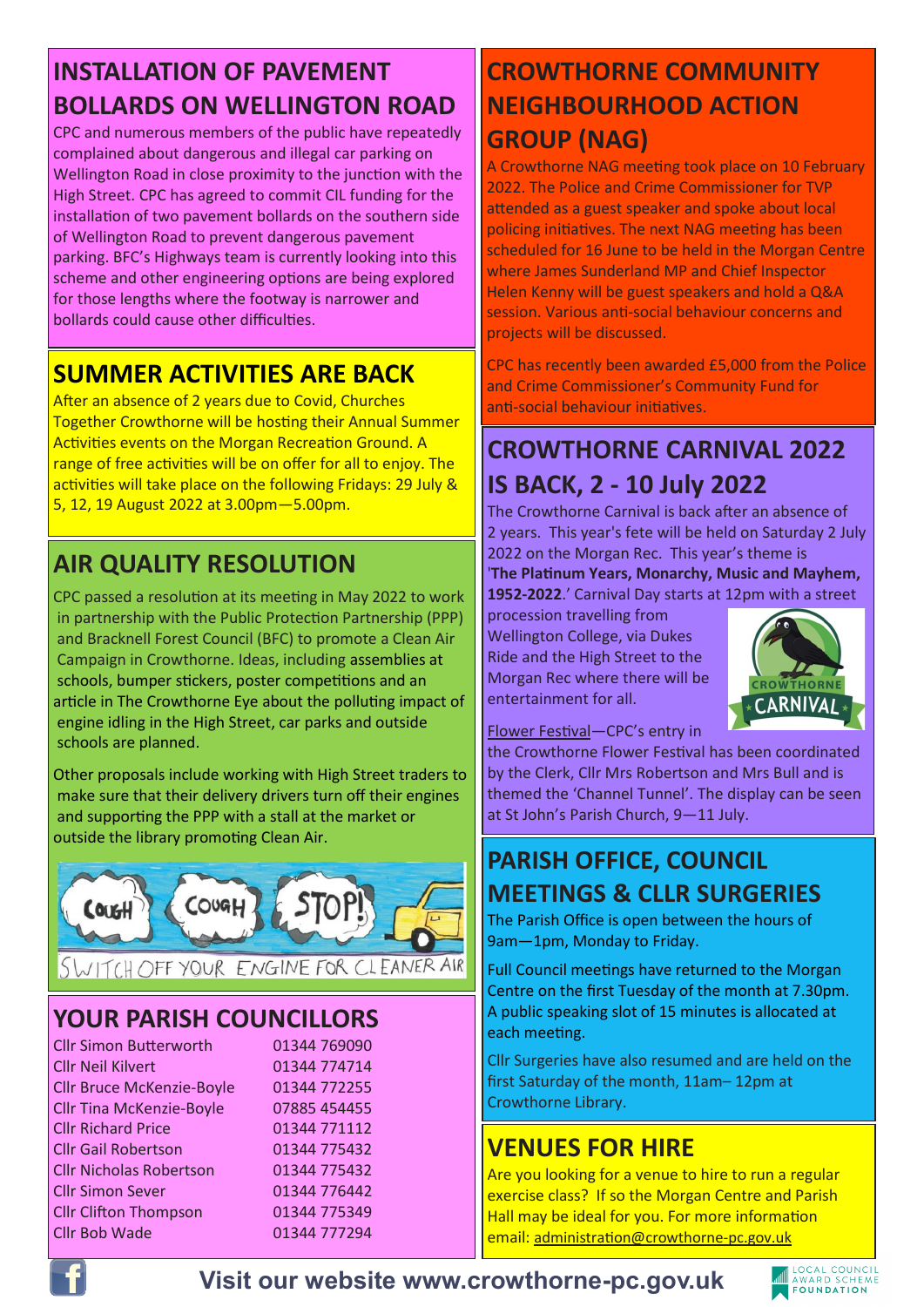## INSTALLATION OF PAVEMENT BOLLARDS ON WELLINGTON ROAD

CPC and numerous members of the public have repeatedly complained about dangerous and illegal car parking on Wellington Road in close proximity to the junction with the High Street. CPC has agreed to commit CIL funding for the installation of two pavement bollards on the southern side of Wellington Road to prevent dangerous pavement parking. BFC's Highways team is currently looking into this scheme and other engineering options are being explored for those lengths where the footway is narrower and bollards could cause other difficulties.

## SUMMER ACTIVITIES ARE BACK

After an absence of 2 years due to Covid, Churches Together Crowthorne will be hosting their Annual Summer Activities events on the Morgan Recreation Ground. A range of free activities will be on offer for all to enjoy. The activities will take place on the following Fridays: 29 July & 5, 12, 19 August 2022 at 3.00pm—5.00pm.

## AIR QUALITY RESOLUTION

CPC passed a resolution at its meeting in May 2022 to work in partnership with the Public Protection Partnership (PPP) and Bracknell Forest Council (BFC) to promote a Clean Air Campaign in Crowthorne. Ideas, including assemblies at schools, bumper stickers, poster competitions and an article in The Crowthorne Eye about the polluting impact of engine idling in the High Street, car parks and outside schools are planned.

Other proposals include working with High Street traders to make sure that their delivery drivers turn off their engines and supporting the PPP with a stall at the market or outside the library promoting Clean Air.

COUGH COUGH STOP!

SWITCH OFF YOUR ENGINE FOR CLEANER AIR

## YOUR PARISH COUNCILLORS

| | |
|---|---|
| Cllr Simon Butterworth | 01344 769090 |
| Cllr Neil Kilvert | 01344 774714 |
| Cllr Bruce McKenzie-Boyle | 01344 772255 |
| Cllr Tina McKenzie-Boyle | 07885 454455 |
| Cllr Richard Price | 01344 771112 |
| Cllr Gail Robertson | 01344 775432 |
| Cllr Nicholas Robertson | 01344 775432 |
| Cllr Simon Sever | 01344 776442 |
| Cllr Clifton Thompson | 01344 775349 |
| Cllr Bob Wade | 01344 777294 |

## CROWTHORNE COMMUNITY NEIGHBOURHOOD ACTION GROUP (NAG)

A Crowthorne NAG meeting took place on 10 February 2022. The Police and Crime Commissioner for TVP attended as a guest speaker and spoke about local policing initiatives. The next NAG meeting has been scheduled for 16 June to be held in the Morgan Centre where James Sunderland MP and Chief Inspector Helen Kenny will be guest speakers and hold a Q&A session. Various anti-social behaviour concerns and projects will be discussed.

CPC has recently been awarded £5,000 from the Police and Crime Commissioner's Community Fund for anti-social behaviour initiatives.

## CROWTHORNE CARNIVAL 2022 IS BACK, 2 - 10 July 2022

The Crowthorne Carnival is back after an absence of 2 years. This year's fete will be held on Saturday 2 July 2022 on the Morgan Rec. This year's theme is '**The Platinum Years, Monarchy, Music and Mayhem, 1952-2022**.' Carnival Day starts at 12pm with a street procession travelling from Wellington College, via Dukes Ride and the High Street to the Morgan Rec where there will be entertainment for all.

CROWTHORNE CARNIVAL

Flower Festival—CPC's entry in the Crowthorne Flower Festival has been coordinated by the Clerk, Cllr Mrs Robertson and Mrs Bull and is themed the 'Channel Tunnel'. The display can be seen at St John's Parish Church, 9—11 July.

## PARISH OFFICE, COUNCIL MEETINGS & CLLR SURGERIES

The Parish Office is open between the hours of 9am—1pm, Monday to Friday.

Full Council meetings have returned to the Morgan Centre on the first Tuesday of the month at 7.30pm. A public speaking slot of 15 minutes is allocated at each meeting.

Cllr Surgeries have also resumed and are held on the first Saturday of the month, 11am– 12pm at Crowthorne Library.

## VENUES FOR HIRE

Are you looking for a venue to hire to run a regular exercise class? If so the Morgan Centre and Parish Hall may be ideal for you. For more information email: administration@crowthorne-pc.gov.uk

**Visit our website www.crowthorne-pc.gov.uk**

LOCAL COUNCIL AWARD SCHEME FOUNDATION